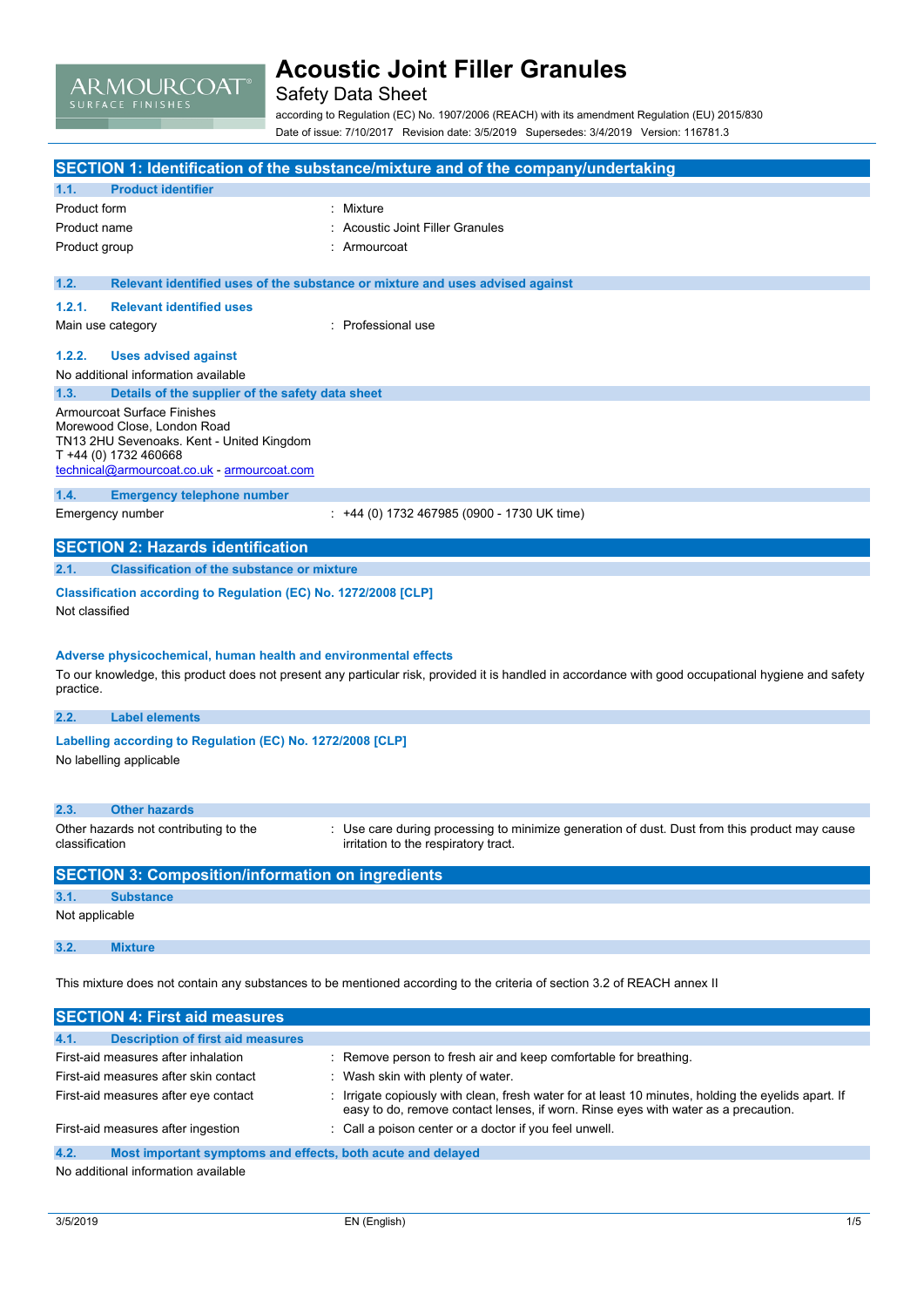ARMOURCOAT® SURFACE FINISHES

# Acoustic Joint Filler Granules

Safety Data Sheet

according to Regulation (EC) No. 1907/2006 (REACH) with its amendment Regulation (EU) 2015/830

Date of issue: 7/10/2017 Revision date: 3/5/2019 Supersedes: 3/4/2019 Version: 116781.3

## SECTION 1: Identification of the substance/mixture and of the company/undertaking

### 1.1. Product identifier

| | |
|---|---|
| Product form | : Mixture |
| Product name | : Acoustic Joint Filler Granules |
| Product group | : Armourcoat |

### 1.2. Relevant identified uses of the substance or mixture and uses advised against

#### 1.2.1. Relevant identified uses

| | |
|---|---|
| Main use category | : Professional use |

#### 1.2.2. Uses advised against

No additional information available

### 1.3. Details of the supplier of the safety data sheet

Armourcoat Surface Finishes
Morewood Close, London Road
TN13 2HU Sevenoaks. Kent - United Kingdom
T +44 (0) 1732 460668
technical@armourcoat.co.uk - armourcoat.com

### 1.4. Emergency telephone number

| | |
|---|---|
| Emergency number | : +44 (0) 1732 467985 (0900 - 1730 UK time) |

## SECTION 2: Hazards identification

### 2.1. Classification of the substance or mixture

**Classification according to Regulation (EC) No. 1272/2008 [CLP]**

Not classified

**Adverse physicochemical, human health and environmental effects**

To our knowledge, this product does not present any particular risk, provided it is handled in accordance with good occupational hygiene and safety practice.

### 2.2. Label elements

**Labelling according to Regulation (EC) No. 1272/2008 [CLP]**

No labelling applicable

### 2.3. Other hazards

| | |
|---|---|
| Other hazards not contributing to the classification | : Use care during processing to minimize generation of dust. Dust from this product may cause irritation to the respiratory tract. |

## SECTION 3: Composition/information on ingredients

### 3.1. Substance

Not applicable

### 3.2. Mixture

This mixture does not contain any substances to be mentioned according to the criteria of section 3.2 of REACH annex II

## SECTION 4: First aid measures

### 4.1. Description of first aid measures

| | |
|---|---|
| First-aid measures after inhalation | : Remove person to fresh air and keep comfortable for breathing. |
| First-aid measures after skin contact | : Wash skin with plenty of water. |
| First-aid measures after eye contact | : Irrigate copiously with clean, fresh water for at least 10 minutes, holding the eyelids apart. If easy to do, remove contact lenses, if worn. Rinse eyes with water as a precaution. |
| First-aid measures after ingestion | : Call a poison center or a doctor if you feel unwell. |

### 4.2. Most important symptoms and effects, both acute and delayed

No additional information available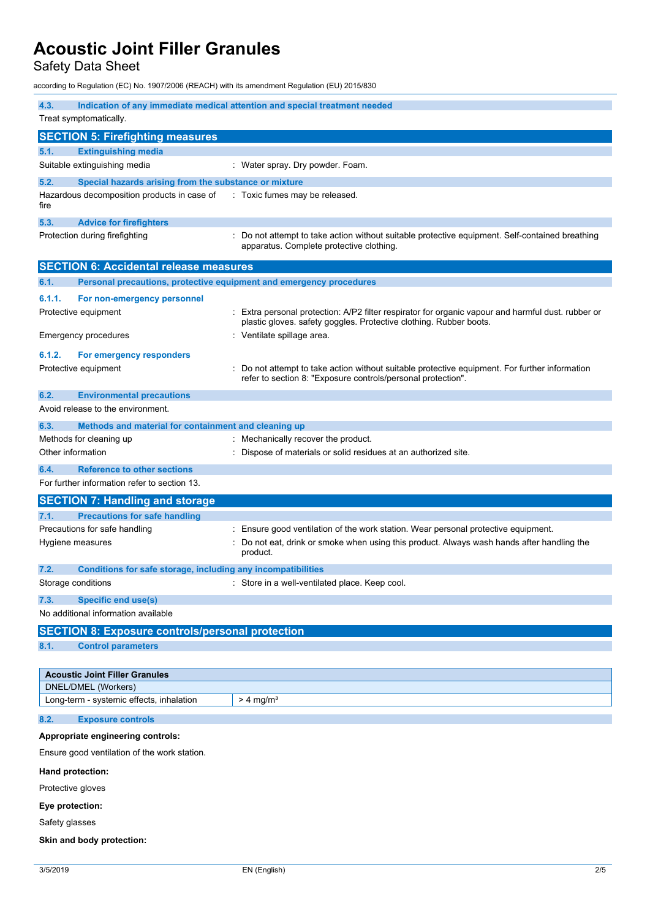#### 4.3. Indication of any immediate medical attention and special treatment needed

Treat symptomatically.

## SECTION 5: Firefighting measures

#### 5.1. Extinguishing media

Suitable extinguishing media : Water spray. Dry powder. Foam.

#### 5.2. Special hazards arising from the substance or mixture

Hazardous decomposition products in case of fire : Toxic fumes may be released.

#### 5.3. Advice for firefighters

Protection during firefighting : Do not attempt to take action without suitable protective equipment. Self-contained breathing apparatus. Complete protective clothing.

## SECTION 6: Accidental release measures

#### 6.1. Personal precautions, protective equipment and emergency procedures

##### 6.1.1. For non-emergency personnel

Protective equipment : Extra personal protection: A/P2 filter respirator for organic vapour and harmful dust. rubber or plastic gloves. safety goggles. Protective clothing. Rubber boots.

Emergency procedures : Ventilate spillage area.

##### 6.1.2. For emergency responders

Protective equipment : Do not attempt to take action without suitable protective equipment. For further information refer to section 8: "Exposure controls/personal protection".

#### 6.2. Environmental precautions

Avoid release to the environment.

#### 6.3. Methods and material for containment and cleaning up

Methods for cleaning up : Mechanically recover the product.

Other information : Dispose of materials or solid residues at an authorized site.

#### 6.4. Reference to other sections

For further information refer to section 13.

## SECTION 7: Handling and storage

#### 7.1. Precautions for safe handling

Precautions for safe handling : Ensure good ventilation of the work station. Wear personal protective equipment.

Hygiene measures : Do not eat, drink or smoke when using this product. Always wash hands after handling the product.

#### 7.2. Conditions for safe storage, including any incompatibilities

Storage conditions : Store in a well-ventilated place. Keep cool.

#### 7.3. Specific end use(s)

No additional information available

## SECTION 8: Exposure controls/personal protection

#### 8.1. Control parameters

| Acoustic Joint Filler Granules | |
|---|---|
| DNEL/DMEL (Workers) | |
| Long-term - systemic effects, inhalation | > 4 mg/m³ |

#### 8.2. Exposure controls

**Appropriate engineering controls:**

Ensure good ventilation of the work station.

**Hand protection:**

Protective gloves

**Eye protection:**

Safety glasses

**Skin and body protection:**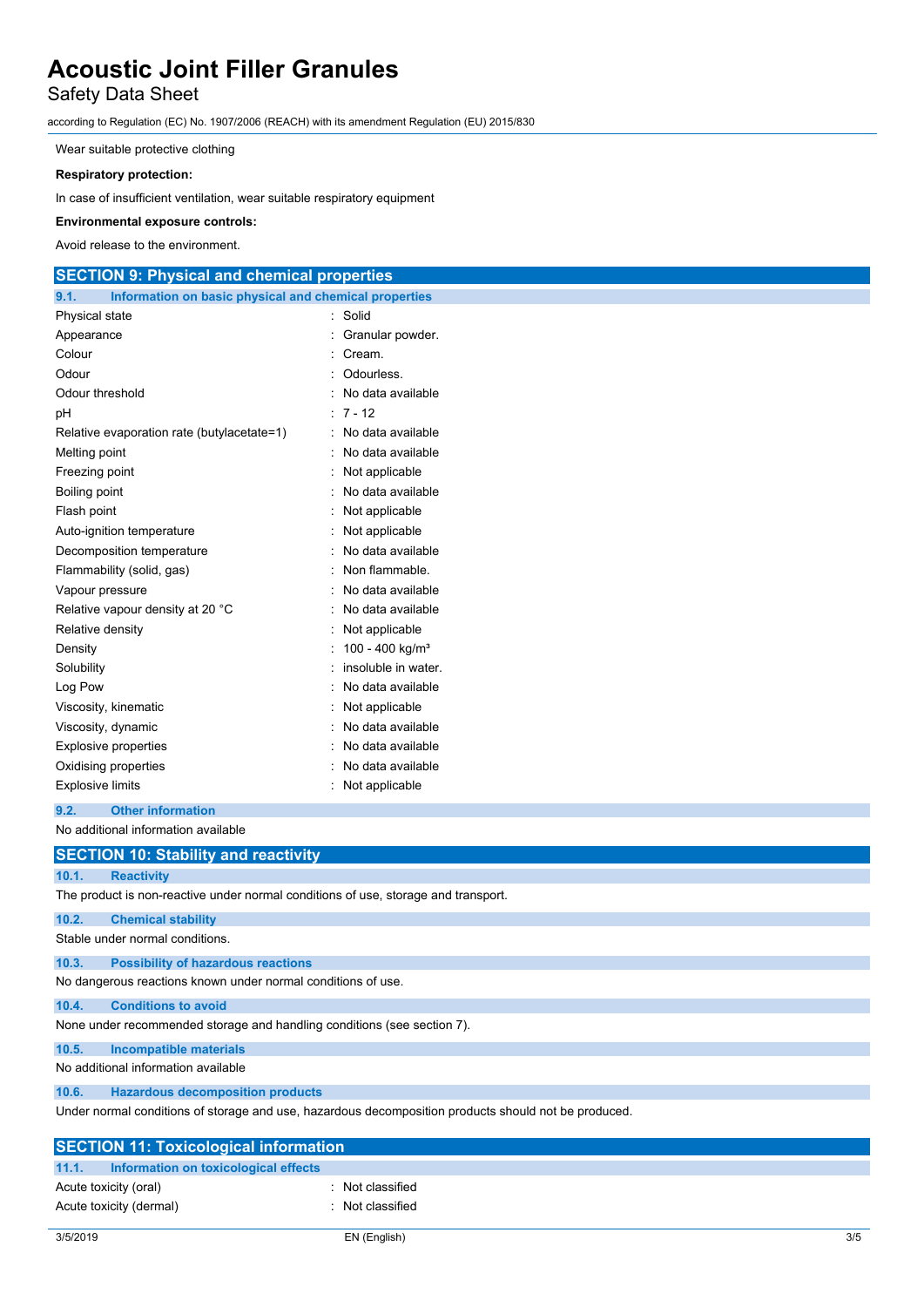Wear suitable protective clothing

**Respiratory protection:**

In case of insufficient ventilation, wear suitable respiratory equipment

**Environmental exposure controls:**

Avoid release to the environment.

## SECTION 9: Physical and chemical properties

### 9.1. Information on basic physical and chemical properties

| Property | Value |
|---|---|
| Physical state | : Solid |
| Appearance | : Granular powder. |
| Colour | : Cream. |
| Odour | : Odourless. |
| Odour threshold | : No data available |
| pH | : 7 - 12 |
| Relative evaporation rate (butylacetate=1) | : No data available |
| Melting point | : No data available |
| Freezing point | : Not applicable |
| Boiling point | : No data available |
| Flash point | : Not applicable |
| Auto-ignition temperature | : Not applicable |
| Decomposition temperature | : No data available |
| Flammability (solid, gas) | : Non flammable. |
| Vapour pressure | : No data available |
| Relative vapour density at 20 °C | : No data available |
| Relative density | : Not applicable |
| Density | : 100 - 400 kg/m³ |
| Solubility | : insoluble in water. |
| Log Pow | : No data available |
| Viscosity, kinematic | : Not applicable |
| Viscosity, dynamic | : No data available |
| Explosive properties | : No data available |
| Oxidising properties | : No data available |
| Explosive limits | : Not applicable |

### 9.2. Other information

No additional information available

## SECTION 10: Stability and reactivity

### 10.1. Reactivity

The product is non-reactive under normal conditions of use, storage and transport.

### 10.2. Chemical stability

Stable under normal conditions.

### 10.3. Possibility of hazardous reactions

No dangerous reactions known under normal conditions of use.

### 10.4. Conditions to avoid

None under recommended storage and handling conditions (see section 7).

### 10.5. Incompatible materials

No additional information available

### 10.6. Hazardous decomposition products

Under normal conditions of storage and use, hazardous decomposition products should not be produced.

## SECTION 11: Toxicological information

### 11.1. Information on toxicological effects

| Property | Value |
|---|---|
| Acute toxicity (oral) | : Not classified |
| Acute toxicity (dermal) | : Not classified |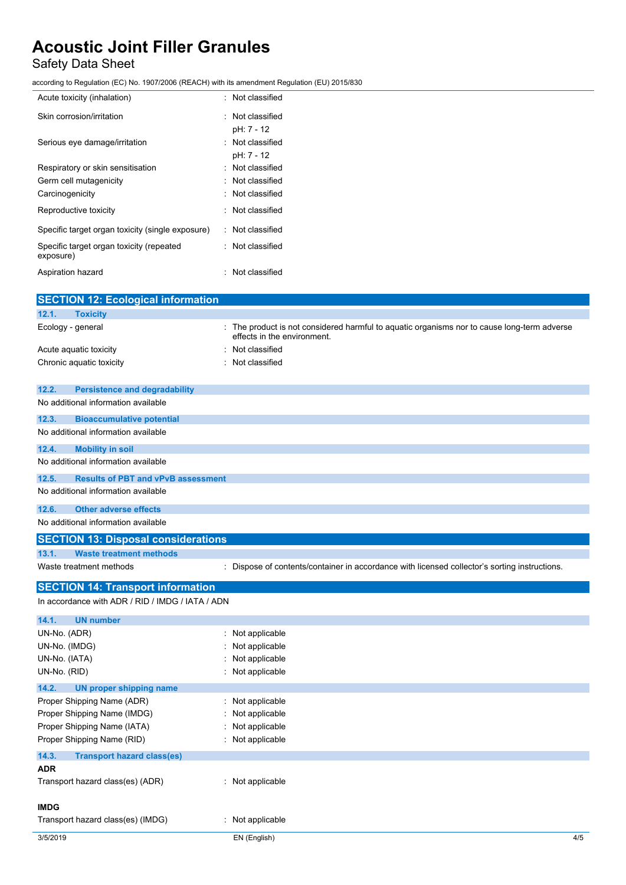| | |
|---|---|
| Acute toxicity (inhalation) | : Not classified |
| Skin corrosion/irritation | : Not classified<br>pH: 7 - 12 |
| Serious eye damage/irritation | : Not classified<br>pH: 7 - 12 |
| Respiratory or skin sensitisation | : Not classified |
| Germ cell mutagenicity | : Not classified |
| Carcinogenicity | : Not classified |
| Reproductive toxicity | : Not classified |
| Specific target organ toxicity (single exposure) | : Not classified |
| Specific target organ toxicity (repeated exposure) | : Not classified |
| Aspiration hazard | : Not classified |

## SECTION 12: Ecological information

### 12.1. Toxicity

| | |
|---|---|
| Ecology - general | : The product is not considered harmful to aquatic organisms nor to cause long-term adverse effects in the environment. |
| Acute aquatic toxicity | : Not classified |
| Chronic aquatic toxicity | : Not classified |

### 12.2. Persistence and degradability

No additional information available

### 12.3. Bioaccumulative potential

No additional information available

### 12.4. Mobility in soil

No additional information available

### 12.5. Results of PBT and vPvB assessment

No additional information available

### 12.6. Other adverse effects

No additional information available

## SECTION 13: Disposal considerations

### 13.1. Waste treatment methods

| | |
|---|---|
| Waste treatment methods | : Dispose of contents/container in accordance with licensed collector's sorting instructions. |

## SECTION 14: Transport information

In accordance with ADR / RID / IMDG / IATA / ADN

### 14.1. UN number

| | |
|---|---|
| UN-No. (ADR) | : Not applicable |
| UN-No. (IMDG) | : Not applicable |
| UN-No. (IATA) | : Not applicable |
| UN-No. (RID) | : Not applicable |

### 14.2. UN proper shipping name

| | |
|---|---|
| Proper Shipping Name (ADR) | : Not applicable |
| Proper Shipping Name (IMDG) | : Not applicable |
| Proper Shipping Name (IATA) | : Not applicable |
| Proper Shipping Name (RID) | : Not applicable |

### 14.3. Transport hazard class(es)

**ADR**

| | |
|---|---|
| Transport hazard class(es) (ADR) | : Not applicable |

**IMDG**

| | |
|---|---|
| Transport hazard class(es) (IMDG) | : Not applicable |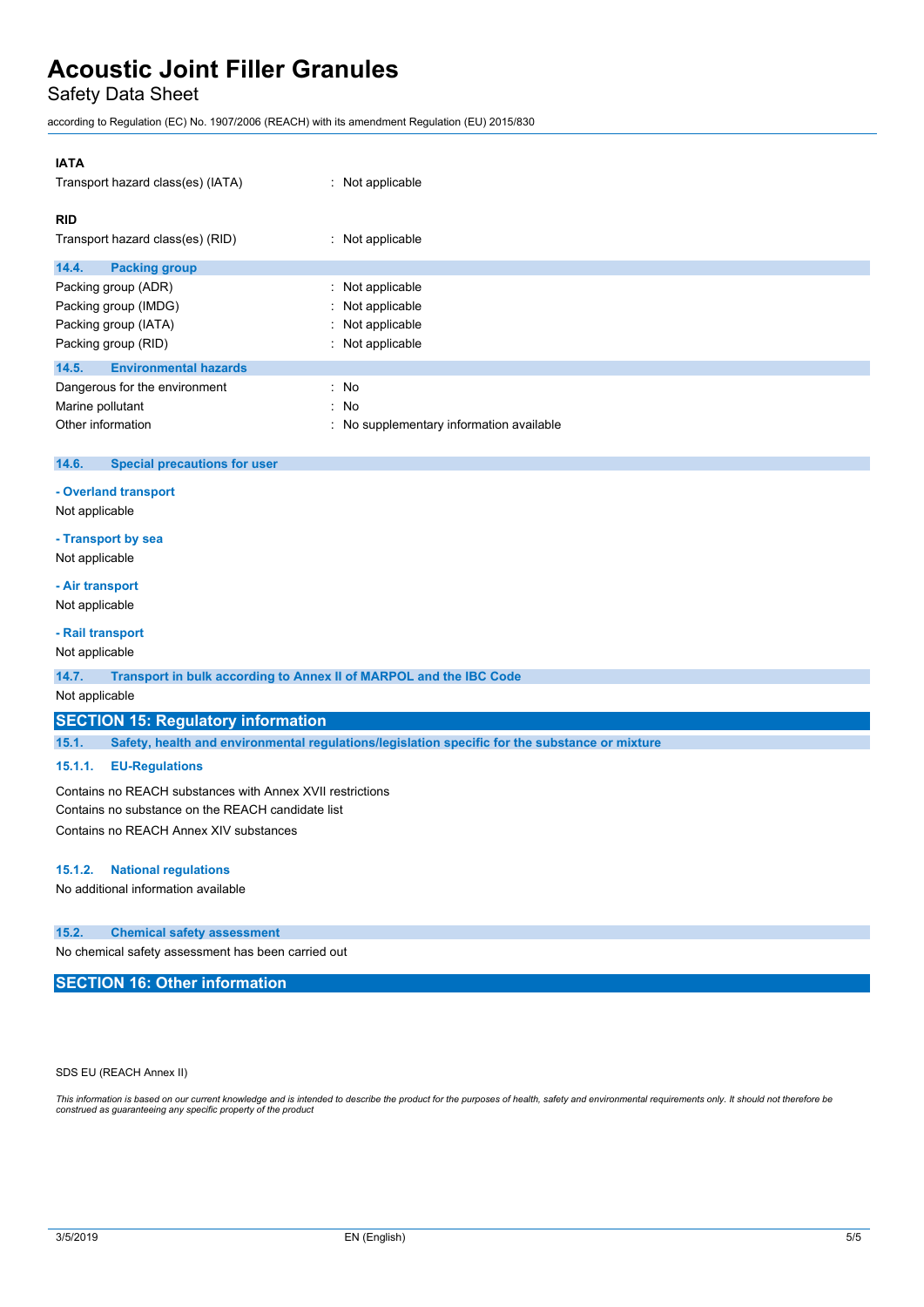**IATA**

| | |
|---|---|
| Transport hazard class(es) (IATA) | : Not applicable |

**RID**

| | |
|---|---|
| Transport hazard class(es) (RID) | : Not applicable |

### 14.4. Packing group

| | |
|---|---|
| Packing group (ADR) | : Not applicable |
| Packing group (IMDG) | : Not applicable |
| Packing group (IATA) | : Not applicable |
| Packing group (RID) | : Not applicable |

### 14.5. Environmental hazards

| | |
|---|---|
| Dangerous for the environment | : No |
| Marine pollutant | : No |
| Other information | : No supplementary information available |

### 14.6. Special precautions for user

**- Overland transport**

Not applicable

**- Transport by sea**

Not applicable

**- Air transport**

Not applicable

**- Rail transport**

Not applicable

### 14.7. Transport in bulk according to Annex II of MARPOL and the IBC Code

Not applicable

## SECTION 15: Regulatory information

### 15.1. Safety, health and environmental regulations/legislation specific for the substance or mixture

#### 15.1.1. EU-Regulations

Contains no REACH substances with Annex XVII restrictions

Contains no substance on the REACH candidate list

Contains no REACH Annex XIV substances

#### 15.1.2. National regulations

No additional information available

### 15.2. Chemical safety assessment

No chemical safety assessment has been carried out

## SECTION 16: Other information

SDS EU (REACH Annex II)

*This information is based on our current knowledge and is intended to describe the product for the purposes of health, safety and environmental requirements only. It should not therefore be construed as guaranteeing any specific property of the product*